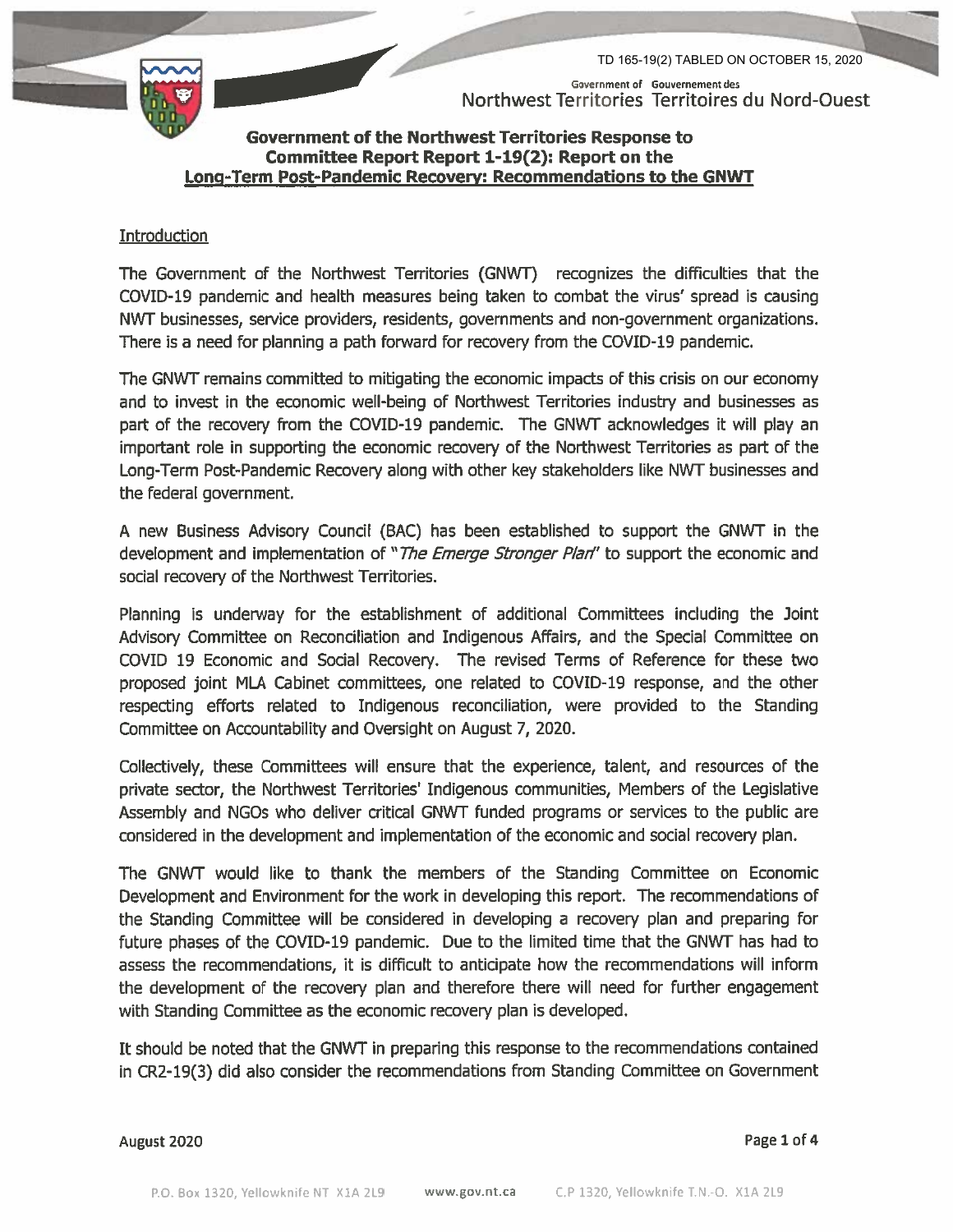TD 165-19(2) TABLED ON OCTOBER 15, 2020

Government of Gouvernement des
Northwest Territories Territoires du Nord-Ouest

# Government of the Northwest Territories Response to Committee Report Report 1-19(2): Report on the Long-Term Post-Pandemic Recovery: Recommendations to the GNWT

## Introduction

The Government of the Northwest Territories (GNWT) recognizes the difficulties that the COVID-19 pandemic and health measures being taken to combat the virus' spread is causing NWT businesses, service providers, residents, governments and non-government organizations. There is a need for planning a path forward for recovery from the COVID-19 pandemic.

The GNWT remains committed to mitigating the economic impacts of this crisis on our economy and to invest in the economic well-being of Northwest Territories industry and businesses as part of the recovery from the COVID-19 pandemic. The GNWT acknowledges it will play an important role in supporting the economic recovery of the Northwest Territories as part of the Long-Term Post-Pandemic Recovery along with other key stakeholders like NWT businesses and the federal government.

A new Business Advisory Council (BAC) has been established to support the GNWT in the development and implementation of "*The Emerge Stronger Plan*" to support the economic and social recovery of the Northwest Territories.

Planning is underway for the establishment of additional Committees including the Joint Advisory Committee on Reconciliation and Indigenous Affairs, and the Special Committee on COVID 19 Economic and Social Recovery. The revised Terms of Reference for these two proposed joint MLA Cabinet committees, one related to COVID-19 response, and the other respecting efforts related to Indigenous reconciliation, were provided to the Standing Committee on Accountability and Oversight on August 7, 2020.

Collectively, these Committees will ensure that the experience, talent, and resources of the private sector, the Northwest Territories' Indigenous communities, Members of the Legislative Assembly and NGOs who deliver critical GNWT funded programs or services to the public are considered in the development and implementation of the economic and social recovery plan.

The GNWT would like to thank the members of the Standing Committee on Economic Development and Environment for the work in developing this report. The recommendations of the Standing Committee will be considered in developing a recovery plan and preparing for future phases of the COVID-19 pandemic. Due to the limited time that the GNWT has had to assess the recommendations, it is difficult to anticipate how the recommendations will inform the development of the recovery plan and therefore there will need for further engagement with Standing Committee as the economic recovery plan is developed.

It should be noted that the GNWT in preparing this response to the recommendations contained in CR2-19(3) did also consider the recommendations from Standing Committee on Government

August 2020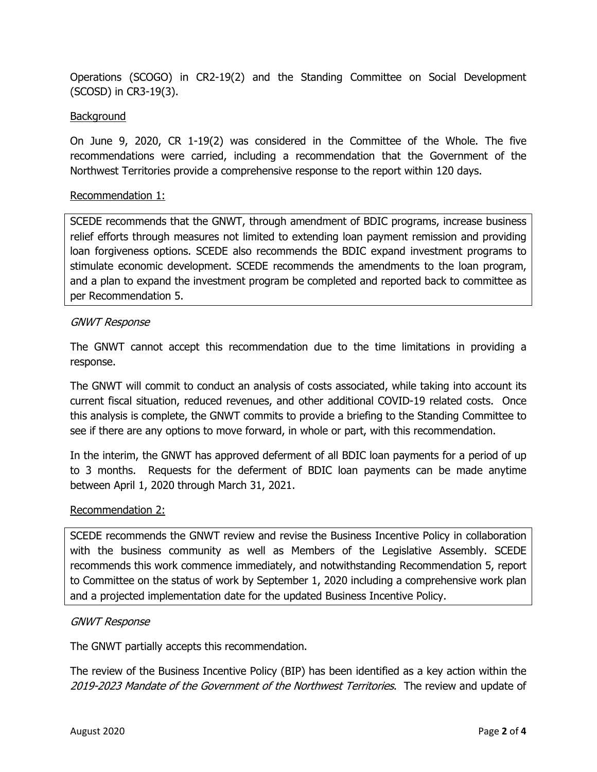Operations (SCOGO) in CR2-19(2) and the Standing Committee on Social Development (SCOSD) in CR3-19(3).

Background

On June 9, 2020, CR 1-19(2) was considered in the Committee of the Whole. The five recommendations were carried, including a recommendation that the Government of the Northwest Territories provide a comprehensive response to the report within 120 days.

Recommendation 1:

| |
|---|
| SCEDE recommends that the GNWT, through amendment of BDIC programs, increase business relief efforts through measures not limited to extending loan payment remission and providing loan forgiveness options. SCEDE also recommends the BDIC expand investment programs to stimulate economic development. SCEDE recommends the amendments to the loan program, and a plan to expand the investment program be completed and reported back to committee as per Recommendation 5. |

*GNWT Response*

The GNWT cannot accept this recommendation due to the time limitations in providing a response.

The GNWT will commit to conduct an analysis of costs associated, while taking into account its current fiscal situation, reduced revenues, and other additional COVID-19 related costs. Once this analysis is complete, the GNWT commits to provide a briefing to the Standing Committee to see if there are any options to move forward, in whole or part, with this recommendation.

In the interim, the GNWT has approved deferment of all BDIC loan payments for a period of up to 3 months. Requests for the deferment of BDIC loan payments can be made anytime between April 1, 2020 through March 31, 2021.

Recommendation 2:

| |
|---|
| SCEDE recommends the GNWT review and revise the Business Incentive Policy in collaboration with the business community as well as Members of the Legislative Assembly. SCEDE recommends this work commence immediately, and notwithstanding Recommendation 5, report to Committee on the status of work by September 1, 2020 including a comprehensive work plan and a projected implementation date for the updated Business Incentive Policy. |

*GNWT Response*

The GNWT partially accepts this recommendation.

The review of the Business Incentive Policy (BIP) has been identified as a key action within the *2019-2023 Mandate of the Government of the Northwest Territories*. The review and update of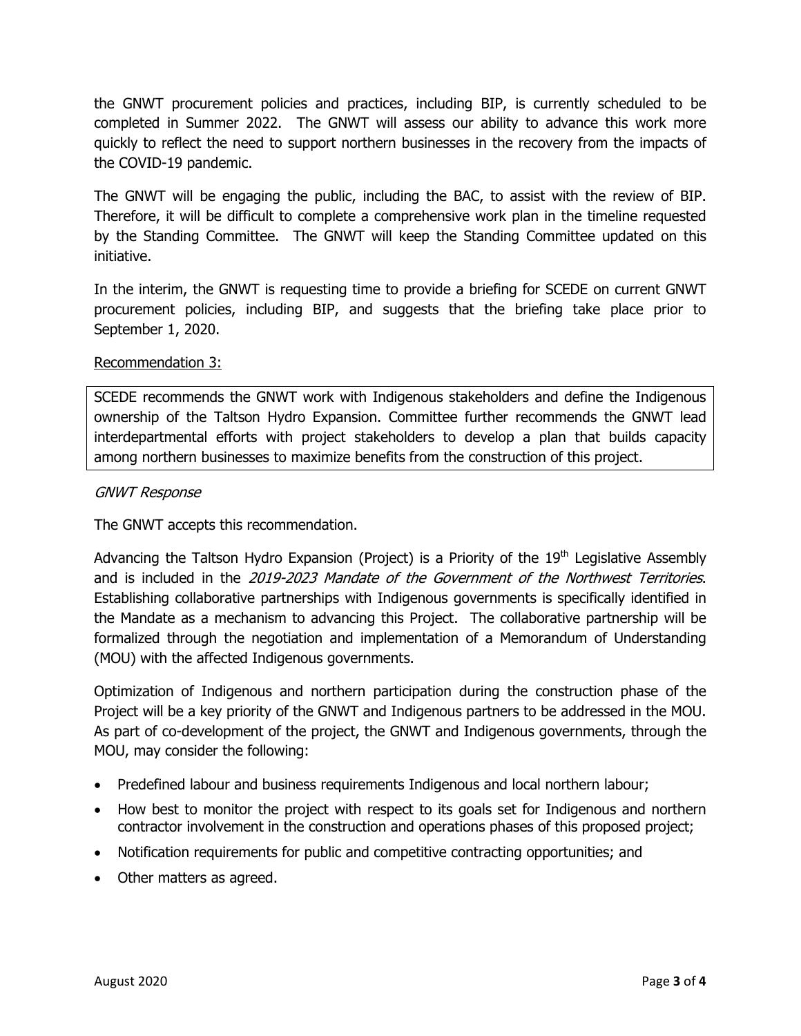the GNWT procurement policies and practices, including BIP, is currently scheduled to be completed in Summer 2022. The GNWT will assess our ability to advance this work more quickly to reflect the need to support northern businesses in the recovery from the impacts of the COVID-19 pandemic.

The GNWT will be engaging the public, including the BAC, to assist with the review of BIP. Therefore, it will be difficult to complete a comprehensive work plan in the timeline requested by the Standing Committee. The GNWT will keep the Standing Committee updated on this initiative.

In the interim, the GNWT is requesting time to provide a briefing for SCEDE on current GNWT procurement policies, including BIP, and suggests that the briefing take place prior to September 1, 2020.

Recommendation 3:

SCEDE recommends the GNWT work with Indigenous stakeholders and define the Indigenous ownership of the Taltson Hydro Expansion. Committee further recommends the GNWT lead interdepartmental efforts with project stakeholders to develop a plan that builds capacity among northern businesses to maximize benefits from the construction of this project.

*GNWT Response*

The GNWT accepts this recommendation.

Advancing the Taltson Hydro Expansion (Project) is a Priority of the 19th Legislative Assembly and is included in the *2019-2023 Mandate of the Government of the Northwest Territories*. Establishing collaborative partnerships with Indigenous governments is specifically identified in the Mandate as a mechanism to advancing this Project. The collaborative partnership will be formalized through the negotiation and implementation of a Memorandum of Understanding (MOU) with the affected Indigenous governments.

Optimization of Indigenous and northern participation during the construction phase of the Project will be a key priority of the GNWT and Indigenous partners to be addressed in the MOU. As part of co-development of the project, the GNWT and Indigenous governments, through the MOU, may consider the following:

- Predefined labour and business requirements Indigenous and local northern labour;
- How best to monitor the project with respect to its goals set for Indigenous and northern contractor involvement in the construction and operations phases of this proposed project;
- Notification requirements for public and competitive contracting opportunities; and
- Other matters as agreed.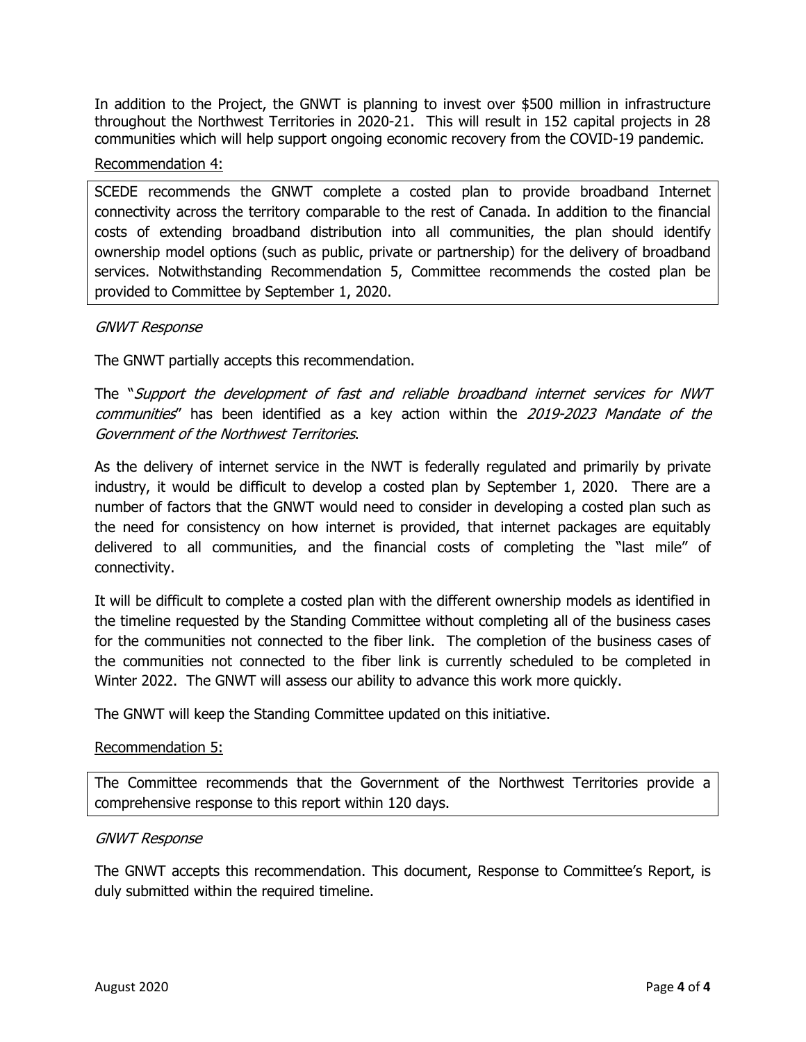In addition to the Project, the GNWT is planning to invest over $500 million in infrastructure throughout the Northwest Territories in 2020-21. This will result in 152 capital projects in 28 communities which will help support ongoing economic recovery from the COVID-19 pandemic.

Recommendation 4:

> SCEDE recommends the GNWT complete a costed plan to provide broadband Internet connectivity across the territory comparable to the rest of Canada. In addition to the financial costs of extending broadband distribution into all communities, the plan should identify ownership model options (such as public, private or partnership) for the delivery of broadband services. Notwithstanding Recommendation 5, Committee recommends the costed plan be provided to Committee by September 1, 2020.

*GNWT Response*

The GNWT partially accepts this recommendation.

The "*Support the development of fast and reliable broadband internet services for NWT communities*" has been identified as a key action within the *2019-2023 Mandate of the Government of the Northwest Territories*.

As the delivery of internet service in the NWT is federally regulated and primarily by private industry, it would be difficult to develop a costed plan by September 1, 2020. There are a number of factors that the GNWT would need to consider in developing a costed plan such as the need for consistency on how internet is provided, that internet packages are equitably delivered to all communities, and the financial costs of completing the "last mile" of connectivity.

It will be difficult to complete a costed plan with the different ownership models as identified in the timeline requested by the Standing Committee without completing all of the business cases for the communities not connected to the fiber link. The completion of the business cases of the communities not connected to the fiber link is currently scheduled to be completed in Winter 2022. The GNWT will assess our ability to advance this work more quickly.

The GNWT will keep the Standing Committee updated on this initiative.

Recommendation 5:

> The Committee recommends that the Government of the Northwest Territories provide a comprehensive response to this report within 120 days.

*GNWT Response*

The GNWT accepts this recommendation. This document, Response to Committee's Report, is duly submitted within the required timeline.

August 2020